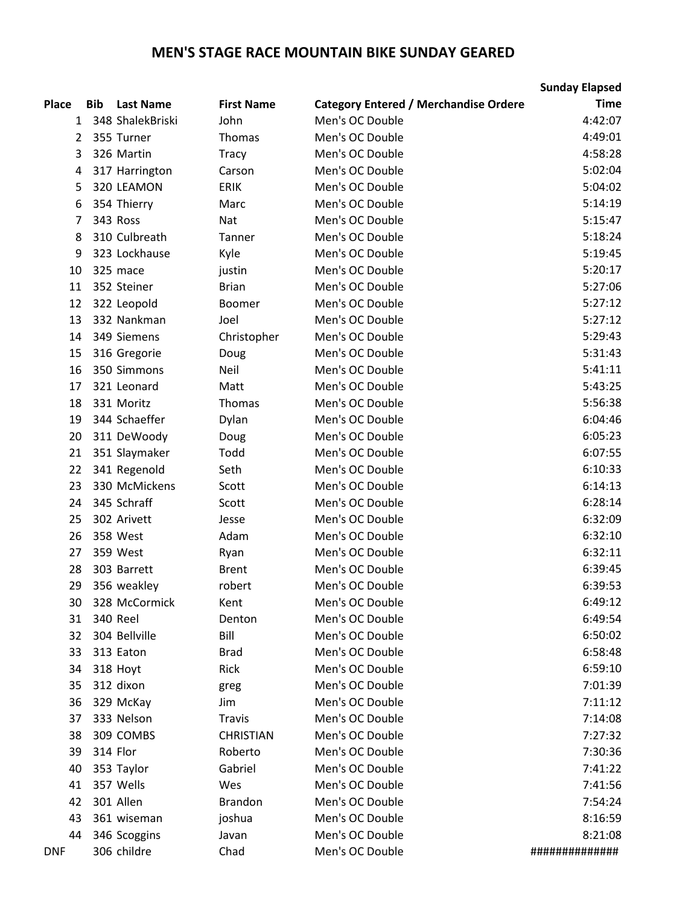# MEN'S STAGE RACE MOUNTAIN BIKE SUNDAY GEARED

| Place | Bib | Last Name | First Name | Category Entered / Merchandise Ordere | Sunday Elapsed Time |
|---|---|---|---|---|---|
| 1 | 348 | ShalekBriski | John | Men's OC Double | 4:42:07 |
| 2 | 355 | Turner | Thomas | Men's OC Double | 4:49:01 |
| 3 | 326 | Martin | Tracy | Men's OC Double | 4:58:28 |
| 4 | 317 | Harrington | Carson | Men's OC Double | 5:02:04 |
| 5 | 320 | LEAMON | ERIK | Men's OC Double | 5:04:02 |
| 6 | 354 | Thierry | Marc | Men's OC Double | 5:14:19 |
| 7 | 343 | Ross | Nat | Men's OC Double | 5:15:47 |
| 8 | 310 | Culbreath | Tanner | Men's OC Double | 5:18:24 |
| 9 | 323 | Lockhause | Kyle | Men's OC Double | 5:19:45 |
| 10 | 325 | mace | justin | Men's OC Double | 5:20:17 |
| 11 | 352 | Steiner | Brian | Men's OC Double | 5:27:06 |
| 12 | 322 | Leopold | Boomer | Men's OC Double | 5:27:12 |
| 13 | 332 | Nankman | Joel | Men's OC Double | 5:27:12 |
| 14 | 349 | Siemens | Christopher | Men's OC Double | 5:29:43 |
| 15 | 316 | Gregorie | Doug | Men's OC Double | 5:31:43 |
| 16 | 350 | Simmons | Neil | Men's OC Double | 5:41:11 |
| 17 | 321 | Leonard | Matt | Men's OC Double | 5:43:25 |
| 18 | 331 | Moritz | Thomas | Men's OC Double | 5:56:38 |
| 19 | 344 | Schaeffer | Dylan | Men's OC Double | 6:04:46 |
| 20 | 311 | DeWoody | Doug | Men's OC Double | 6:05:23 |
| 21 | 351 | Slaymaker | Todd | Men's OC Double | 6:07:55 |
| 22 | 341 | Regenold | Seth | Men's OC Double | 6:10:33 |
| 23 | 330 | McMickens | Scott | Men's OC Double | 6:14:13 |
| 24 | 345 | Schraff | Scott | Men's OC Double | 6:28:14 |
| 25 | 302 | Arivett | Jesse | Men's OC Double | 6:32:09 |
| 26 | 358 | West | Adam | Men's OC Double | 6:32:10 |
| 27 | 359 | West | Ryan | Men's OC Double | 6:32:11 |
| 28 | 303 | Barrett | Brent | Men's OC Double | 6:39:45 |
| 29 | 356 | weakley | robert | Men's OC Double | 6:39:53 |
| 30 | 328 | McCormick | Kent | Men's OC Double | 6:49:12 |
| 31 | 340 | Reel | Denton | Men's OC Double | 6:49:54 |
| 32 | 304 | Bellville | Bill | Men's OC Double | 6:50:02 |
| 33 | 313 | Eaton | Brad | Men's OC Double | 6:58:48 |
| 34 | 318 | Hoyt | Rick | Men's OC Double | 6:59:10 |
| 35 | 312 | dixon | greg | Men's OC Double | 7:01:39 |
| 36 | 329 | McKay | Jim | Men's OC Double | 7:11:12 |
| 37 | 333 | Nelson | Travis | Men's OC Double | 7:14:08 |
| 38 | 309 | COMBS | CHRISTIAN | Men's OC Double | 7:27:32 |
| 39 | 314 | Flor | Roberto | Men's OC Double | 7:30:36 |
| 40 | 353 | Taylor | Gabriel | Men's OC Double | 7:41:22 |
| 41 | 357 | Wells | Wes | Men's OC Double | 7:41:56 |
| 42 | 301 | Allen | Brandon | Men's OC Double | 7:54:24 |
| 43 | 361 | wiseman | joshua | Men's OC Double | 8:16:59 |
| 44 | 346 | Scoggins | Javan | Men's OC Double | 8:21:08 |
| DNF | 306 | childre | Chad | Men's OC Double | ############# |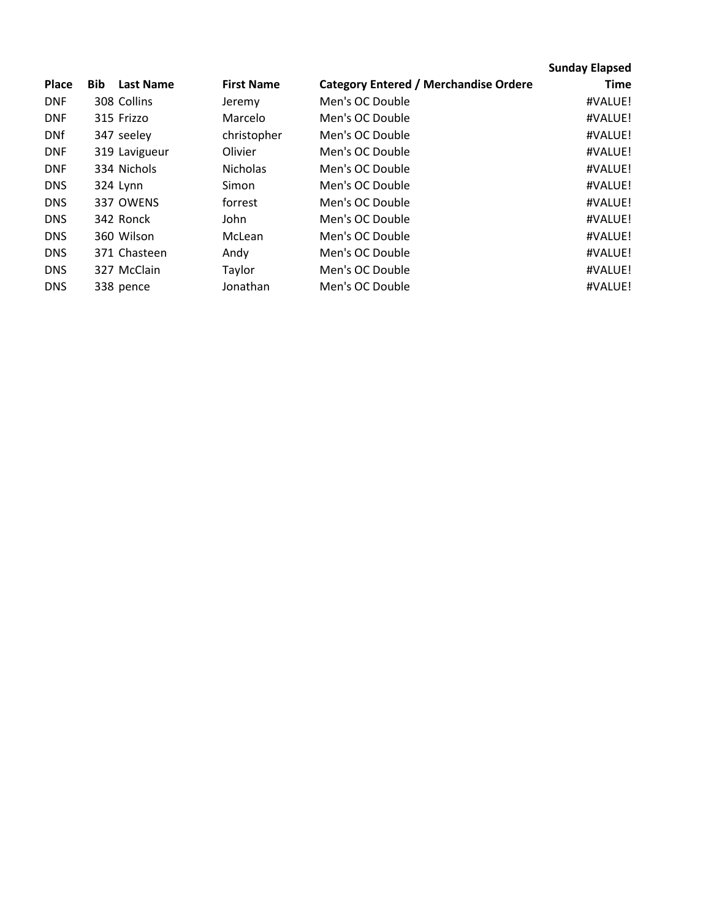| Place | Bib | Last Name | First Name | Category Entered / Merchandise Ordere | Sunday Elapsed Time |
|---|---|---|---|---|---|
| DNF | 308 | Collins | Jeremy | Men's OC Double | #VALUE! |
| DNF | 315 | Frizzo | Marcelo | Men's OC Double | #VALUE! |
| DNf | 347 | seeley | christopher | Men's OC Double | #VALUE! |
| DNF | 319 | Lavigueur | Olivier | Men's OC Double | #VALUE! |
| DNF | 334 | Nichols | Nicholas | Men's OC Double | #VALUE! |
| DNS | 324 | Lynn | Simon | Men's OC Double | #VALUE! |
| DNS | 337 | OWENS | forrest | Men's OC Double | #VALUE! |
| DNS | 342 | Ronck | John | Men's OC Double | #VALUE! |
| DNS | 360 | Wilson | McLean | Men's OC Double | #VALUE! |
| DNS | 371 | Chasteen | Andy | Men's OC Double | #VALUE! |
| DNS | 327 | McClain | Taylor | Men's OC Double | #VALUE! |
| DNS | 338 | pence | Jonathan | Men's OC Double | #VALUE! |